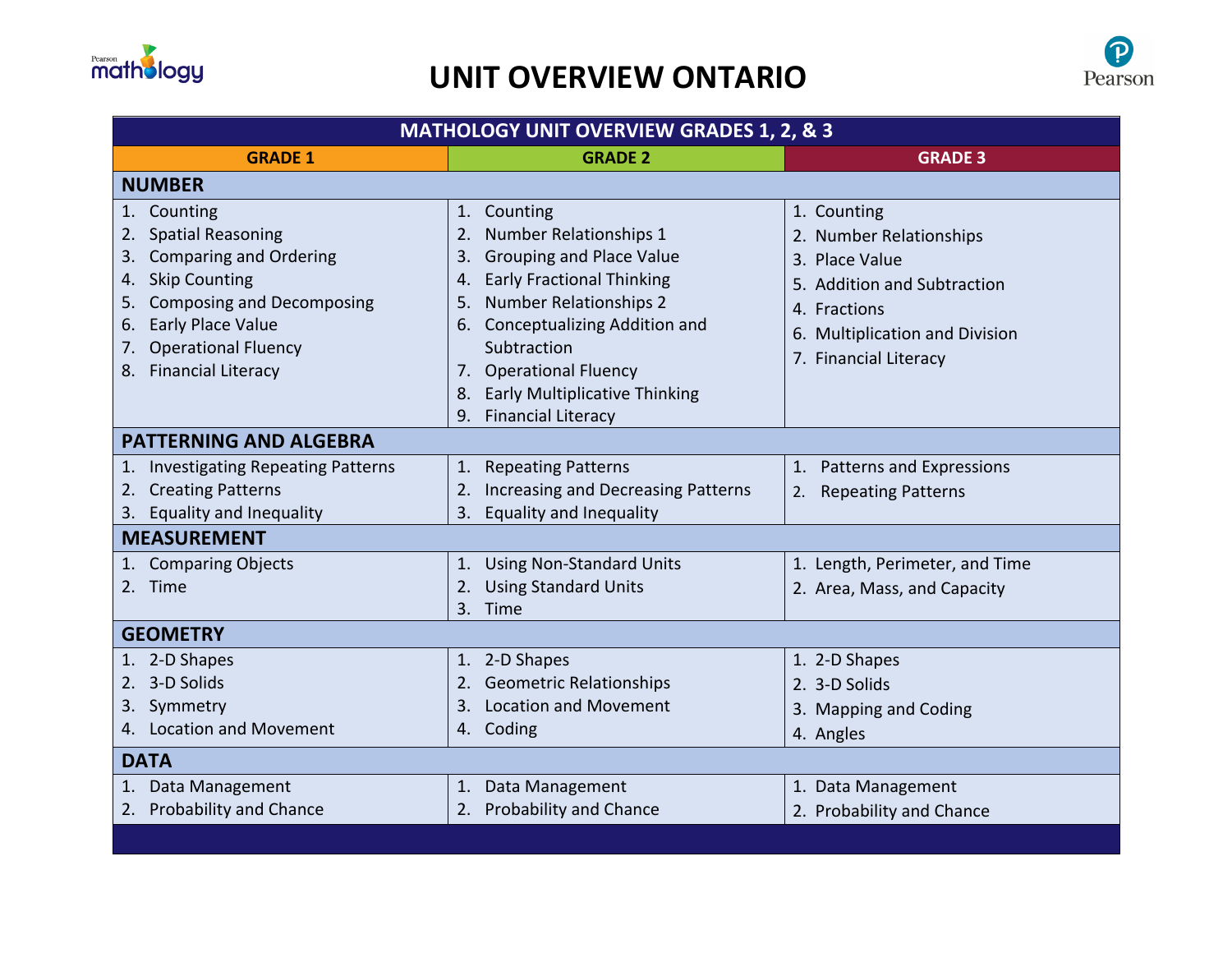# UNIT OVERVIEW ONTARIO

| MATHOLOGY UNIT OVERVIEW GRADES 1, 2, & 3 | | |
|---|---|---|
| **GRADE 1** | **GRADE 2** | **GRADE 3** |
| **NUMBER** | | |
| 1. Counting<br>2. Spatial Reasoning<br>3. Comparing and Ordering<br>4. Skip Counting<br>5. Composing and Decomposing<br>6. Early Place Value<br>7. Operational Fluency<br>8. Financial Literacy | 1. Counting<br>2. Number Relationships 1<br>3. Grouping and Place Value<br>4. Early Fractional Thinking<br>5. Number Relationships 2<br>6. Conceptualizing Addition and Subtraction<br>7. Operational Fluency<br>8. Early Multiplicative Thinking<br>9. Financial Literacy | 1. Counting<br>2. Number Relationships<br>3. Place Value<br>5. Addition and Subtraction<br>4. Fractions<br>6. Multiplication and Division<br>7. Financial Literacy |
| **PATTERNING AND ALGEBRA** | | |
| 1. Investigating Repeating Patterns<br>2. Creating Patterns<br>3. Equality and Inequality | 1. Repeating Patterns<br>2. Increasing and Decreasing Patterns<br>3. Equality and Inequality | 1. Patterns and Expressions<br>2. Repeating Patterns |
| **MEASUREMENT** | | |
| 1. Comparing Objects<br>2. Time | 1. Using Non-Standard Units<br>2. Using Standard Units<br>3. Time | 1. Length, Perimeter, and Time<br>2. Area, Mass, and Capacity |
| **GEOMETRY** | | |
| 1. 2-D Shapes<br>2. 3-D Solids<br>3. Symmetry<br>4. Location and Movement | 1. 2-D Shapes<br>2. Geometric Relationships<br>3. Location and Movement<br>4. Coding | 1. 2-D Shapes<br>2. 3-D Solids<br>3. Mapping and Coding<br>4. Angles |
| **DATA** | | |
| 1. Data Management<br>2. Probability and Chance | 1. Data Management<br>2. Probability and Chance | 1. Data Management<br>2. Probability and Chance |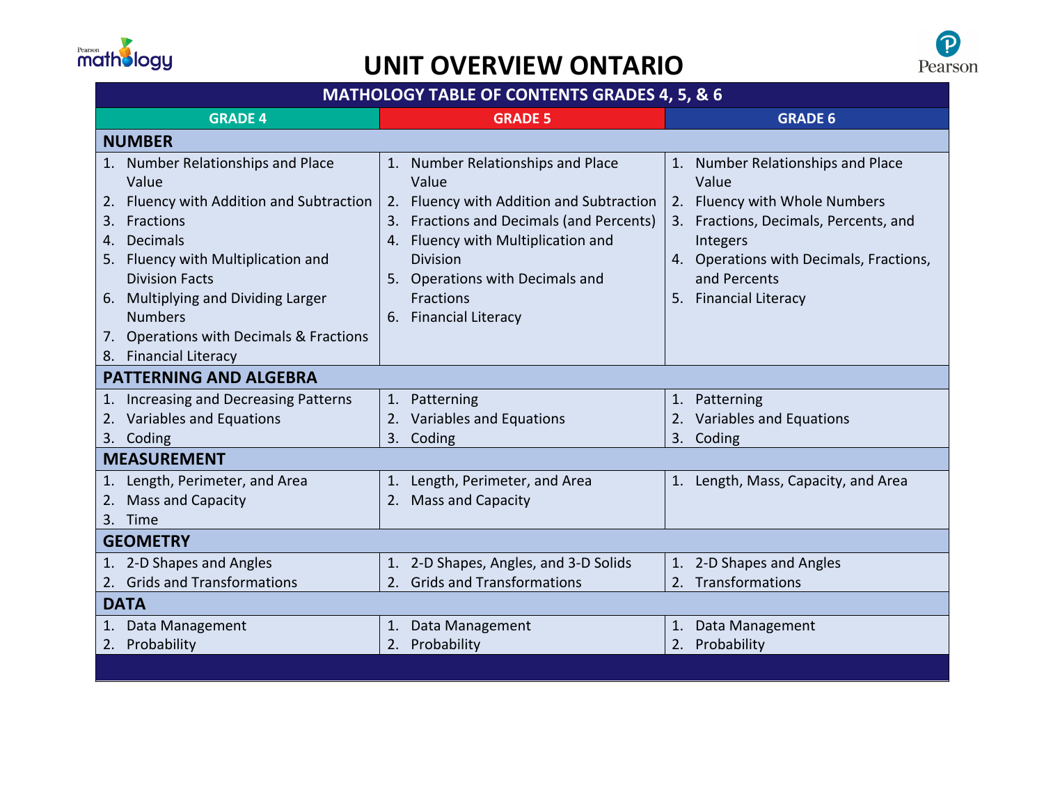# UNIT OVERVIEW ONTARIO

| MATHOLOGY TABLE OF CONTENTS GRADES 4, 5, & 6 | | |
|---|---|---|
| **GRADE 4** | **GRADE 5** | **GRADE 6** |
| **NUMBER** | | |
| 1. Number Relationships and Place Value<br>2. Fluency with Addition and Subtraction<br>3. Fractions<br>4. Decimals<br>5. Fluency with Multiplication and Division Facts<br>6. Multiplying and Dividing Larger Numbers<br>7. Operations with Decimals & Fractions<br>8. Financial Literacy | 1. Number Relationships and Place Value<br>2. Fluency with Addition and Subtraction<br>3. Fractions and Decimals (and Percents)<br>4. Fluency with Multiplication and Division<br>5. Operations with Decimals and Fractions<br>6. Financial Literacy | 1. Number Relationships and Place Value<br>2. Fluency with Whole Numbers<br>3. Fractions, Decimals, Percents, and Integers<br>4. Operations with Decimals, Fractions, and Percents<br>5. Financial Literacy |
| **PATTERNING AND ALGEBRA** | | |
| 1. Increasing and Decreasing Patterns<br>2. Variables and Equations<br>3. Coding | 1. Patterning<br>2. Variables and Equations<br>3. Coding | 1. Patterning<br>2. Variables and Equations<br>3. Coding |
| **MEASUREMENT** | | |
| 1. Length, Perimeter, and Area<br>2. Mass and Capacity<br>3. Time | 1. Length, Perimeter, and Area<br>2. Mass and Capacity | 1. Length, Mass, Capacity, and Area |
| **GEOMETRY** | | |
| 1. 2-D Shapes and Angles<br>2. Grids and Transformations | 1. 2-D Shapes, Angles, and 3-D Solids<br>2. Grids and Transformations | 1. 2-D Shapes and Angles<br>2. Transformations |
| **DATA** | | |
| 1. Data Management<br>2. Probability | 1. Data Management<br>2. Probability | 1. Data Management<br>2. Probability |